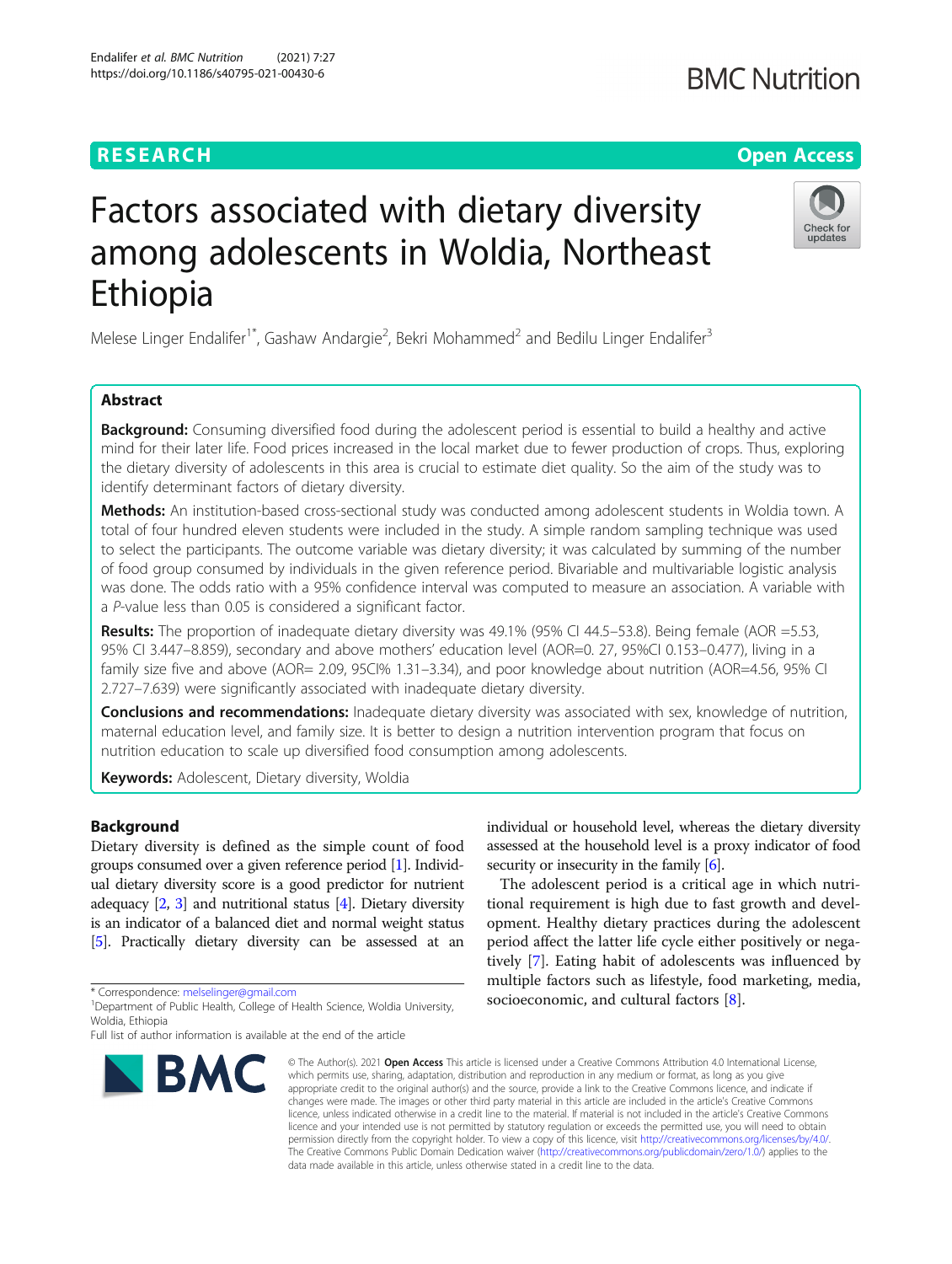# Factors associated with dietary diversity among adolescents in Woldia, Northeast Ethiopia

Melese Linger Endalifer[1*], Gashaw Andargie[2], Bekri Mohammed[2] and Bedilu Linger Endalifer[3]

## Abstract

**Background:** Consuming diversified food during the adolescent period is essential to build a healthy and active mind for their later life. Food prices increased in the local market due to fewer production of crops. Thus, exploring the dietary diversity of adolescents in this area is crucial to estimate diet quality. So the aim of the study was to identify determinant factors of dietary diversity.

**Methods:** An institution-based cross-sectional study was conducted among adolescent students in Woldia town. A total of four hundred eleven students were included in the study. A simple random sampling technique was used to select the participants. The outcome variable was dietary diversity; it was calculated by summing of the number of food group consumed by individuals in the given reference period. Bivariable and multivariable logistic analysis was done. The odds ratio with a 95% confidence interval was computed to measure an association. A variable with a *P*-value less than 0.05 is considered a significant factor.

**Results:** The proportion of inadequate dietary diversity was 49.1% (95% CI 44.5–53.8). Being female (AOR =5.53, 95% CI 3.447–8.859), secondary and above mothers' education level (AOR=0. 27, 95%CI 0.153–0.477), living in a family size five and above (AOR= 2.09, 95CI% 1.31–3.34), and poor knowledge about nutrition (AOR=4.56, 95% CI 2.727–7.639) were significantly associated with inadequate dietary diversity.

**Conclusions and recommendations:** Inadequate dietary diversity was associated with sex, knowledge of nutrition, maternal education level, and family size. It is better to design a nutrition intervention program that focus on nutrition education to scale up diversified food consumption among adolescents.

**Keywords:** Adolescent, Dietary diversity, Woldia

## Background

Dietary diversity is defined as the simple count of food groups consumed over a given reference period [1]. Individual dietary diversity score is a good predictor for nutrient adequacy [2, 3] and nutritional status [4]. Dietary diversity is an indicator of a balanced diet and normal weight status [5]. Practically dietary diversity can be assessed at an individual or household level, whereas the dietary diversity assessed at the household level is a proxy indicator of food security or insecurity in the family [6].

The adolescent period is a critical age in which nutritional requirement is high due to fast growth and development. Healthy dietary practices during the adolescent period affect the latter life cycle either positively or negatively [7]. Eating habit of adolescents was influenced by multiple factors such as lifestyle, food marketing, media, socioeconomic, and cultural factors [8].

\* Correspondence: melselinger@gmail.com

[1] Department of Public Health, College of Health Science, Woldia University, Woldia, Ethiopia

Full list of author information is available at the end of the article

© The Author(s). 2021 **Open Access** This article is licensed under a Creative Commons Attribution 4.0 International License, which permits use, sharing, adaptation, distribution and reproduction in any medium or format, as long as you give appropriate credit to the original author(s) and the source, provide a link to the Creative Commons licence, and indicate if changes were made. The images or other third party material in this article are included in the article's Creative Commons licence, unless indicated otherwise in a credit line to the material. If material is not included in the article's Creative Commons licence and your intended use is not permitted by statutory regulation or exceeds the permitted use, you will need to obtain permission directly from the copyright holder. To view a copy of this licence, visit http://creativecommons.org/licenses/by/4.0/. The Creative Commons Public Domain Dedication waiver (http://creativecommons.org/publicdomain/zero/1.0/) applies to the data made available in this article, unless otherwise stated in a credit line to the data.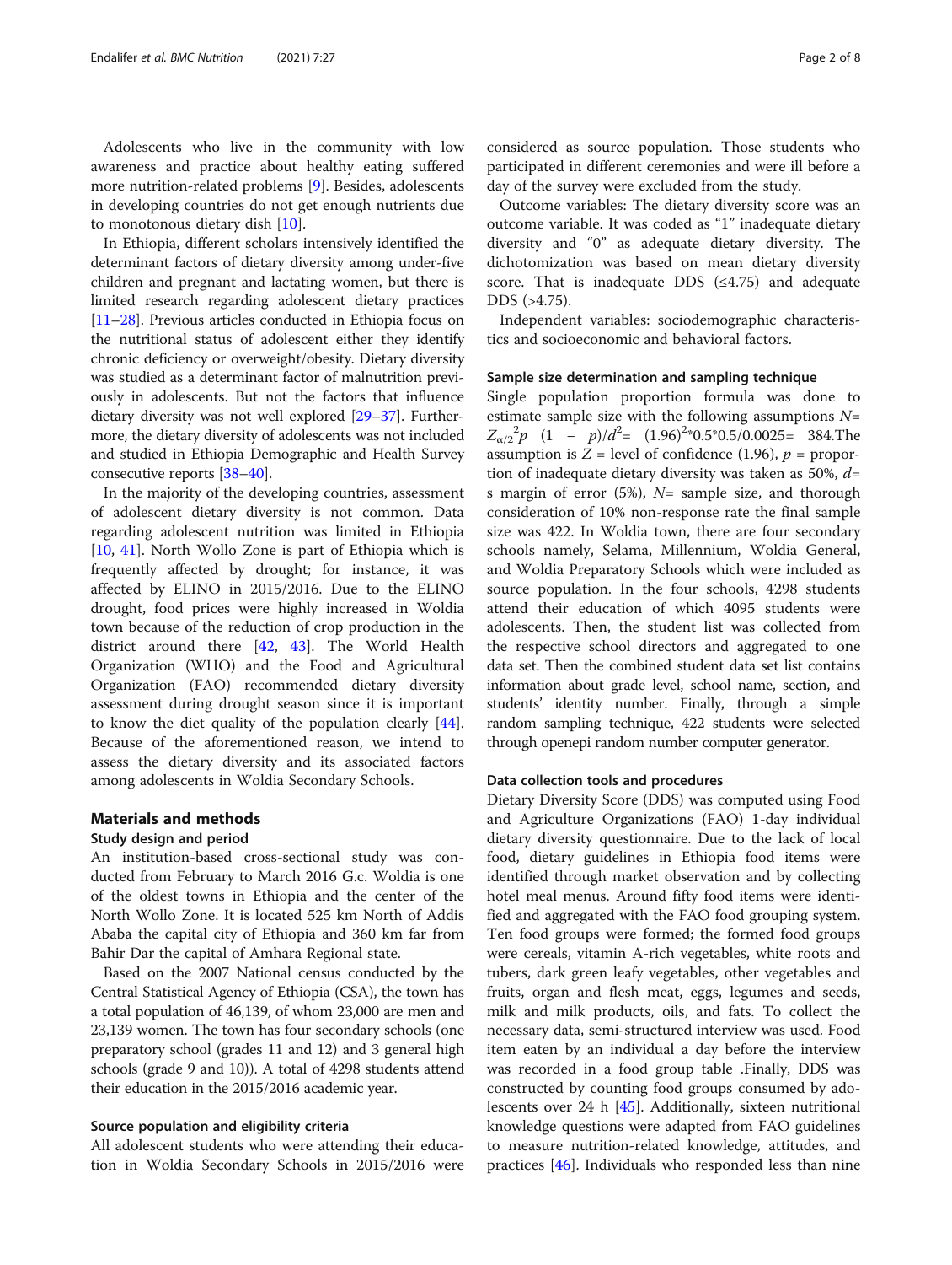Adolescents who live in the community with low awareness and practice about healthy eating suffered more nutrition-related problems [9]. Besides, adolescents in developing countries do not get enough nutrients due to monotonous dietary dish [10].

In Ethiopia, different scholars intensively identified the determinant factors of dietary diversity among under-five children and pregnant and lactating women, but there is limited research regarding adolescent dietary practices [11–28]. Previous articles conducted in Ethiopia focus on the nutritional status of adolescent either they identify chronic deficiency or overweight/obesity. Dietary diversity was studied as a determinant factor of malnutrition previously in adolescents. But not the factors that influence dietary diversity was not well explored [29–37]. Furthermore, the dietary diversity of adolescents was not included and studied in Ethiopia Demographic and Health Survey consecutive reports [38–40].

In the majority of the developing countries, assessment of adolescent dietary diversity is not common. Data regarding adolescent nutrition was limited in Ethiopia [10, 41]. North Wollo Zone is part of Ethiopia which is frequently affected by drought; for instance, it was affected by ELINO in 2015/2016. Due to the ELINO drought, food prices were highly increased in Woldia town because of the reduction of crop production in the district around there [42, 43]. The World Health Organization (WHO) and the Food and Agricultural Organization (FAO) recommended dietary diversity assessment during drought season since it is important to know the diet quality of the population clearly [44]. Because of the aforementioned reason, we intend to assess the dietary diversity and its associated factors among adolescents in Woldia Secondary Schools.

## Materials and methods

### Study design and period

An institution-based cross-sectional study was conducted from February to March 2016 G.c. Woldia is one of the oldest towns in Ethiopia and the center of the North Wollo Zone. It is located 525 km North of Addis Ababa the capital city of Ethiopia and 360 km far from Bahir Dar the capital of Amhara Regional state.

Based on the 2007 National census conducted by the Central Statistical Agency of Ethiopia (CSA), the town has a total population of 46,139, of whom 23,000 are men and 23,139 women. The town has four secondary schools (one preparatory school (grades 11 and 12) and 3 general high schools (grade 9 and 10)). A total of 4298 students attend their education in the 2015/2016 academic year.

### Source population and eligibility criteria

All adolescent students who were attending their education in Woldia Secondary Schools in 2015/2016 were considered as source population. Those students who participated in different ceremonies and were ill before a day of the survey were excluded from the study.

Outcome variables: The dietary diversity score was an outcome variable. It was coded as "1" inadequate dietary diversity and "0" as adequate dietary diversity. The dichotomization was based on mean dietary diversity score. That is inadequate DDS (≤4.75) and adequate DDS (>4.75).

Independent variables: sociodemographic characteristics and socioeconomic and behavioral factors.

### Sample size determination and sampling technique

Single population proportion formula was done to estimate sample size with the following assumptions $N = Z_{\alpha/2}{}^2 p \ (1 - p)/d^2 = (1.96)^2 * 0.5 * 0.5/0.0025 = 384$.The assumption is $Z$ = level of confidence (1.96), $p$ = proportion of inadequate dietary diversity was taken as 50%, $d$= s margin of error (5%), $N$= sample size, and thorough consideration of 10% non-response rate the final sample size was 422. In Woldia town, there are four secondary schools namely, Selama, Millennium, Woldia General, and Woldia Preparatory Schools which were included as source population. In the four schools, 4298 students attend their education of which 4095 students were adolescents. Then, the student list was collected from the respective school directors and aggregated to one data set. Then the combined student data set list contains information about grade level, school name, section, and students' identity number. Finally, through a simple random sampling technique, 422 students were selected through openepi random number computer generator.

### Data collection tools and procedures

Dietary Diversity Score (DDS) was computed using Food and Agriculture Organizations (FAO) 1-day individual dietary diversity questionnaire. Due to the lack of local food, dietary guidelines in Ethiopia food items were identified through market observation and by collecting hotel meal menus. Around fifty food items were identified and aggregated with the FAO food grouping system. Ten food groups were formed; the formed food groups were cereals, vitamin A-rich vegetables, white roots and tubers, dark green leafy vegetables, other vegetables and fruits, organ and flesh meat, eggs, legumes and seeds, milk and milk products, oils, and fats. To collect the necessary data, semi-structured interview was used. Food item eaten by an individual a day before the interview was recorded in a food group table .Finally, DDS was constructed by counting food groups consumed by adolescents over 24 h [45]. Additionally, sixteen nutritional knowledge questions were adapted from FAO guidelines to measure nutrition-related knowledge, attitudes, and practices [46]. Individuals who responded less than nine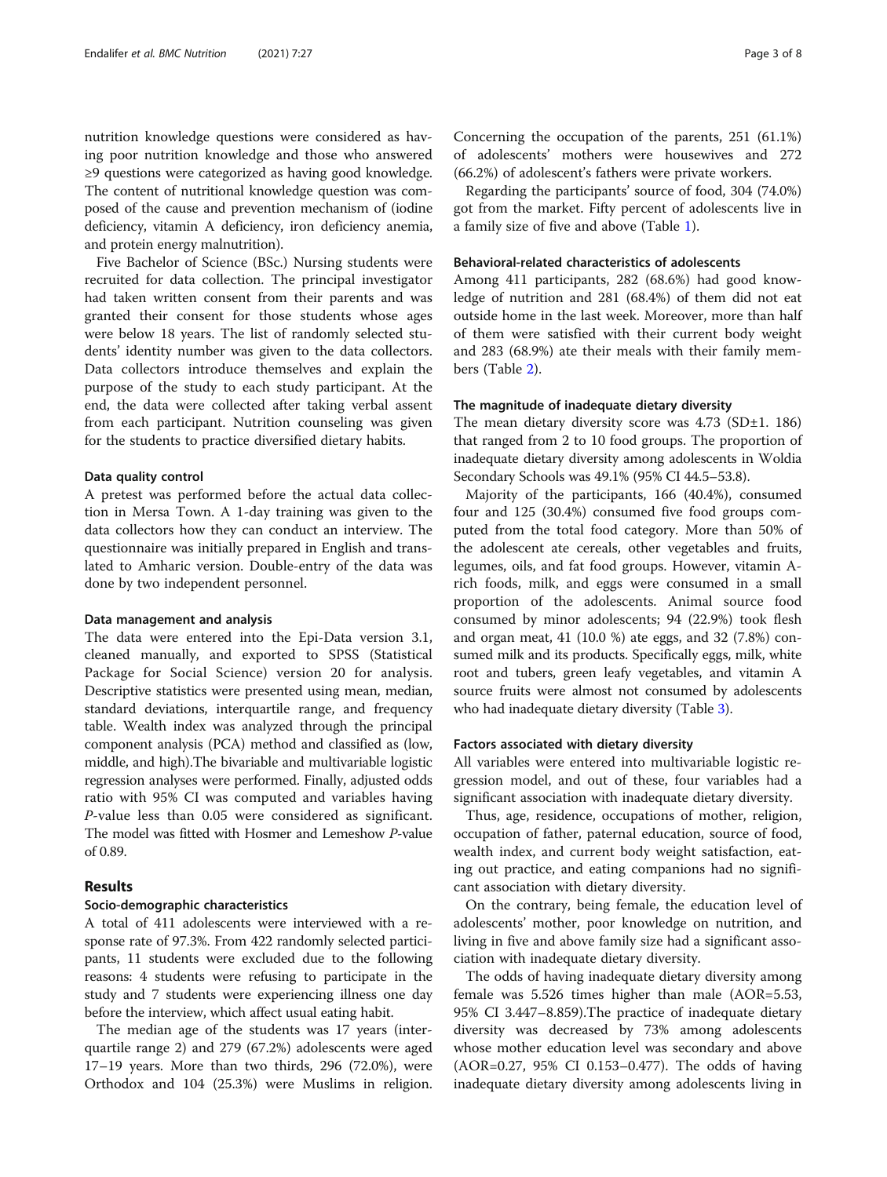nutrition knowledge questions were considered as having poor nutrition knowledge and those who answered ≥9 questions were categorized as having good knowledge. The content of nutritional knowledge question was composed of the cause and prevention mechanism of (iodine deficiency, vitamin A deficiency, iron deficiency anemia, and protein energy malnutrition).

Five Bachelor of Science (BSc.) Nursing students were recruited for data collection. The principal investigator had taken written consent from their parents and was granted their consent for those students whose ages were below 18 years. The list of randomly selected students' identity number was given to the data collectors. Data collectors introduce themselves and explain the purpose of the study to each study participant. At the end, the data were collected after taking verbal assent from each participant. Nutrition counseling was given for the students to practice diversified dietary habits.

#### Data quality control

A pretest was performed before the actual data collection in Mersa Town. A 1-day training was given to the data collectors how they can conduct an interview. The questionnaire was initially prepared in English and translated to Amharic version. Double-entry of the data was done by two independent personnel.

#### Data management and analysis

The data were entered into the Epi-Data version 3.1, cleaned manually, and exported to SPSS (Statistical Package for Social Science) version 20 for analysis. Descriptive statistics were presented using mean, median, standard deviations, interquartile range, and frequency table. Wealth index was analyzed through the principal component analysis (PCA) method and classified as (low, middle, and high).The bivariable and multivariable logistic regression analyses were performed. Finally, adjusted odds ratio with 95% CI was computed and variables having *P*-value less than 0.05 were considered as significant. The model was fitted with Hosmer and Lemeshow *P*-value of 0.89.

## Results

#### Socio-demographic characteristics

A total of 411 adolescents were interviewed with a response rate of 97.3%. From 422 randomly selected participants, 11 students were excluded due to the following reasons: 4 students were refusing to participate in the study and 7 students were experiencing illness one day before the interview, which affect usual eating habit.

The median age of the students was 17 years (interquartile range 2) and 279 (67.2%) adolescents were aged 17–19 years. More than two thirds, 296 (72.0%), were Orthodox and 104 (25.3%) were Muslims in religion. Concerning the occupation of the parents, 251 (61.1%) of adolescents' mothers were housewives and 272 (66.2%) of adolescent's fathers were private workers.

Regarding the participants' source of food, 304 (74.0%) got from the market. Fifty percent of adolescents live in a family size of five and above (Table 1).

#### Behavioral-related characteristics of adolescents

Among 411 participants, 282 (68.6%) had good knowledge of nutrition and 281 (68.4%) of them did not eat outside home in the last week. Moreover, more than half of them were satisfied with their current body weight and 283 (68.9%) ate their meals with their family members (Table 2).

#### The magnitude of inadequate dietary diversity

The mean dietary diversity score was 4.73 (SD±1. 186) that ranged from 2 to 10 food groups. The proportion of inadequate dietary diversity among adolescents in Woldia Secondary Schools was 49.1% (95% CI 44.5–53.8).

Majority of the participants, 166 (40.4%), consumed four and 125 (30.4%) consumed five food groups computed from the total food category. More than 50% of the adolescent ate cereals, other vegetables and fruits, legumes, oils, and fat food groups. However, vitamin A-rich foods, milk, and eggs were consumed in a small proportion of the adolescents. Animal source food consumed by minor adolescents; 94 (22.9%) took flesh and organ meat, 41 (10.0 %) ate eggs, and 32 (7.8%) consumed milk and its products. Specifically eggs, milk, white root and tubers, green leafy vegetables, and vitamin A source fruits were almost not consumed by adolescents who had inadequate dietary diversity (Table 3).

#### Factors associated with dietary diversity

All variables were entered into multivariable logistic regression model, and out of these, four variables had a significant association with inadequate dietary diversity.

Thus, age, residence, occupations of mother, religion, occupation of father, paternal education, source of food, wealth index, and current body weight satisfaction, eating out practice, and eating companions had no significant association with dietary diversity.

On the contrary, being female, the education level of adolescents' mother, poor knowledge on nutrition, and living in five and above family size had a significant association with inadequate dietary diversity.

The odds of having inadequate dietary diversity among female was 5.526 times higher than male (AOR=5.53, 95% CI 3.447–8.859).The practice of inadequate dietary diversity was decreased by 73% among adolescents whose mother education level was secondary and above (AOR=0.27, 95% CI 0.153–0.477). The odds of having inadequate dietary diversity among adolescents living in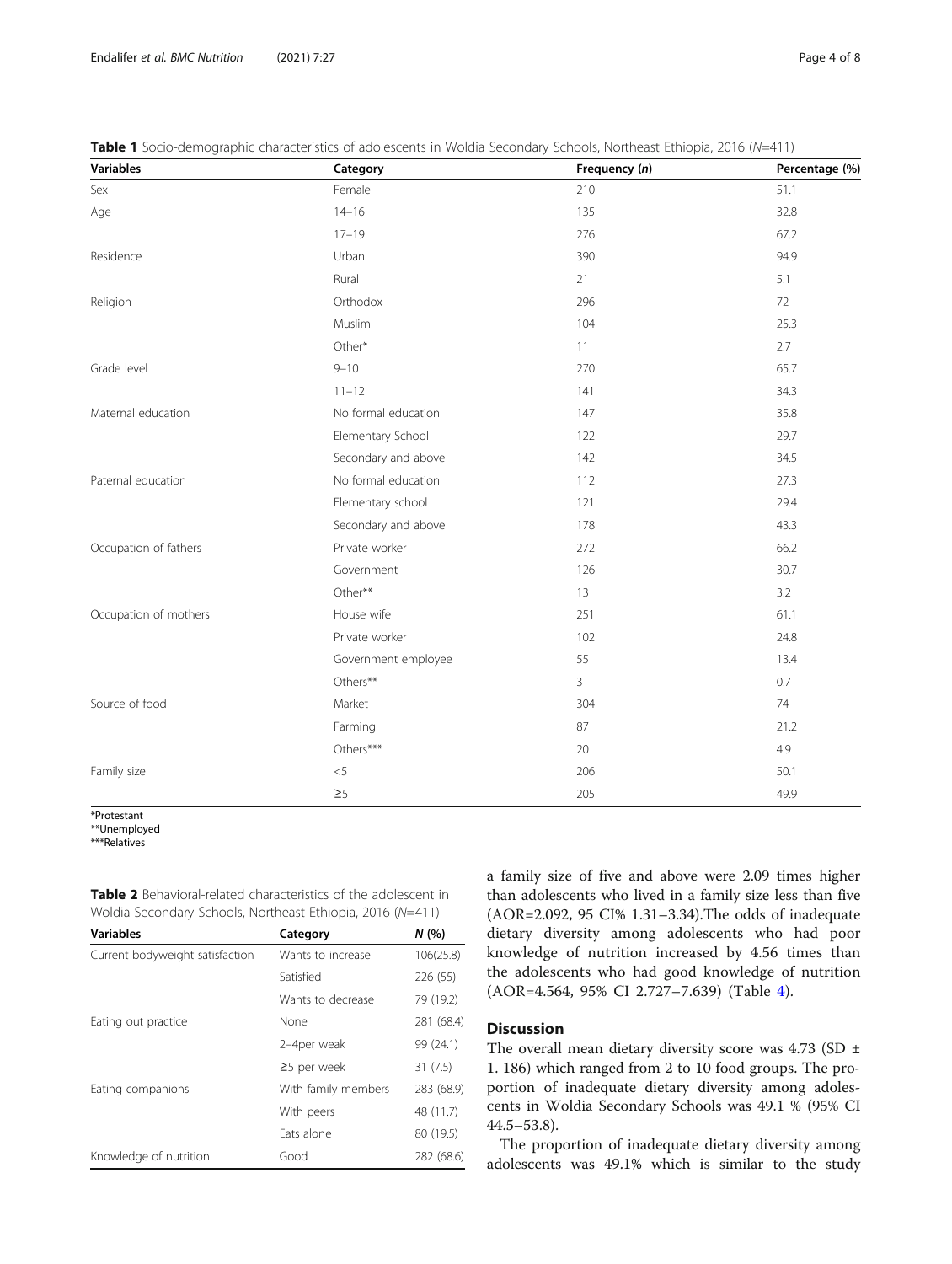**Table 1** Socio-demographic characteristics of adolescents in Woldia Secondary Schools, Northeast Ethiopia, 2016 ($N$=411)

| Variables | Category | Frequency ($n$) | Percentage (%) |
|---|---|---|---|
| Sex | Female | 210 | 51.1 |
| Age | 14–16 | 135 | 32.8 |
| | 17–19 | 276 | 67.2 |
| Residence | Urban | 390 | 94.9 |
| | Rural | 21 | 5.1 |
| Religion | Orthodox | 296 | 72 |
| | Muslim | 104 | 25.3 |
| | Other* | 11 | 2.7 |
| Grade level | 9–10 | 270 | 65.7 |
| | 11–12 | 141 | 34.3 |
| Maternal education | No formal education | 147 | 35.8 |
| | Elementary School | 122 | 29.7 |
| | Secondary and above | 142 | 34.5 |
| Paternal education | No formal education | 112 | 27.3 |
| | Elementary school | 121 | 29.4 |
| | Secondary and above | 178 | 43.3 |
| Occupation of fathers | Private worker | 272 | 66.2 |
| | Government | 126 | 30.7 |
| | Other** | 13 | 3.2 |
| Occupation of mothers | House wife | 251 | 61.1 |
| | Private worker | 102 | 24.8 |
| | Government employee | 55 | 13.4 |
| | Others** | 3 | 0.7 |
| Source of food | Market | 304 | 74 |
| | Farming | 87 | 21.2 |
| | Others*** | 20 | 4.9 |
| Family size | <5 | 206 | 50.1 |
| | ≥5 | 205 | 49.9 |

*Protestant
**Unemployed
***Relatives

**Table 2** Behavioral-related characteristics of the adolescent in Woldia Secondary Schools, Northeast Ethiopia, 2016 ($N$=411)

| Variables | Category | $N$ (%) |
|---|---|---|
| Current bodyweight satisfaction | Wants to increase | 106(25.8) |
| | Satisfied | 226 (55) |
| | Wants to decrease | 79 (19.2) |
| Eating out practice | None | 281 (68.4) |
| | 2–4per weak | 99 (24.1) |
| | ≥5 per week | 31 (7.5) |
| Eating companions | With family members | 283 (68.9) |
| | With peers | 48 (11.7) |
| | Eats alone | 80 (19.5) |
| Knowledge of nutrition | Good | 282 (68.6) |

a family size of five and above were 2.09 times higher than adolescents who lived in a family size less than five (AOR=2.092, 95 CI% 1.31–3.34).The odds of inadequate dietary diversity among adolescents who had poor knowledge of nutrition increased by 4.56 times than the adolescents who had good knowledge of nutrition (AOR=4.564, 95% CI 2.727–7.639) (Table 4).

## Discussion

The overall mean dietary diversity score was 4.73 (SD ± 1. 186) which ranged from 2 to 10 food groups. The proportion of inadequate dietary diversity among adolescents in Woldia Secondary Schools was 49.1 % (95% CI 44.5–53.8).

The proportion of inadequate dietary diversity among adolescents was 49.1% which is similar to the study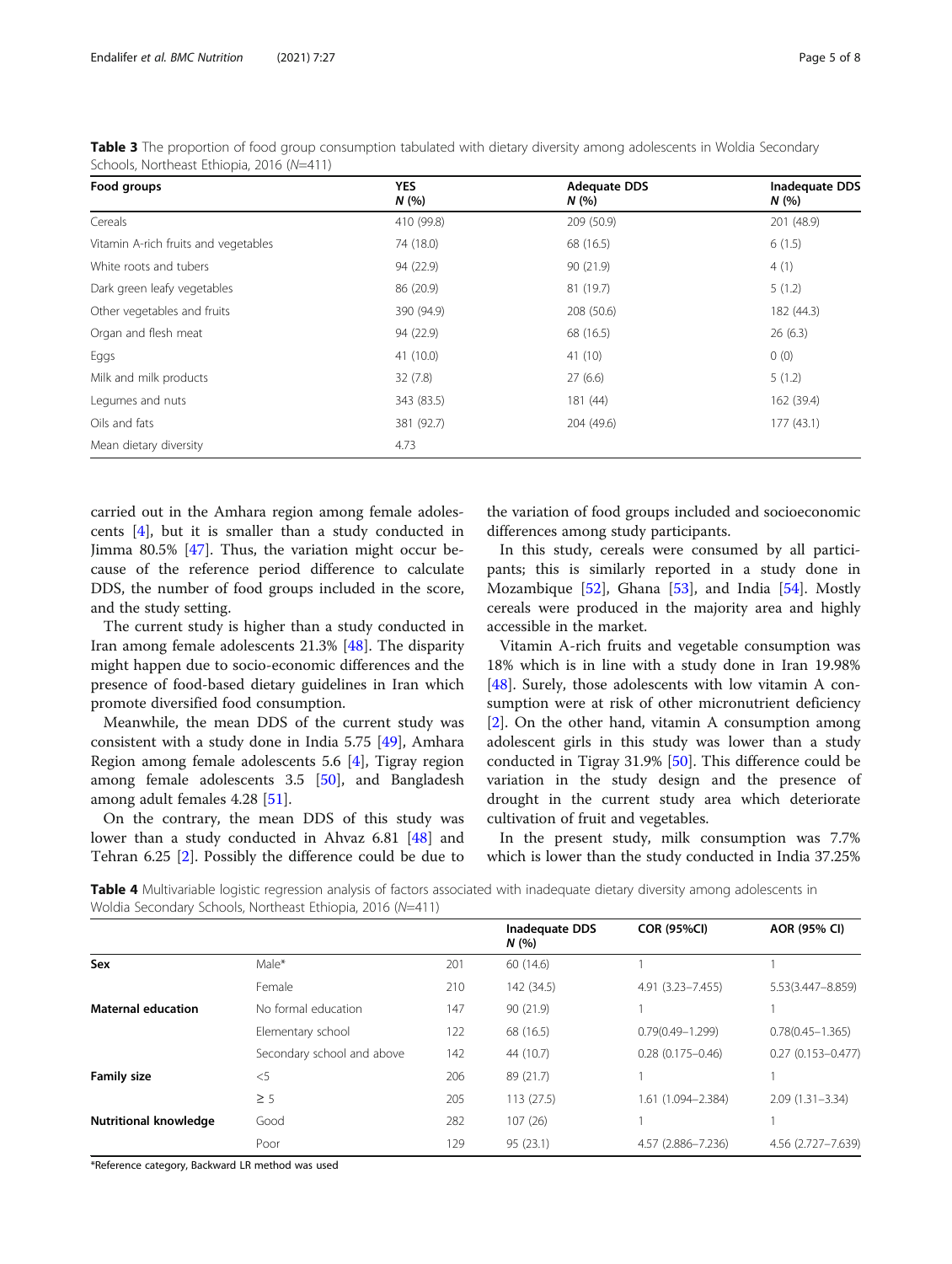**Table 3** The proportion of food group consumption tabulated with dietary diversity among adolescents in Woldia Secondary Schools, Northeast Ethiopia, 2016 (N=411)

| Food groups | YES N (%) | Adequate DDS N (%) | Inadequate DDS N (%) |
|---|---|---|---|
| Cereals | 410 (99.8) | 209 (50.9) | 201 (48.9) |
| Vitamin A-rich fruits and vegetables | 74 (18.0) | 68 (16.5) | 6 (1.5) |
| White roots and tubers | 94 (22.9) | 90 (21.9) | 4 (1) |
| Dark green leafy vegetables | 86 (20.9) | 81 (19.7) | 5 (1.2) |
| Other vegetables and fruits | 390 (94.9) | 208 (50.6) | 182 (44.3) |
| Organ and flesh meat | 94 (22.9) | 68 (16.5) | 26 (6.3) |
| Eggs | 41 (10.0) | 41 (10) | 0 (0) |
| Milk and milk products | 32 (7.8) | 27 (6.6) | 5 (1.2) |
| Legumes and nuts | 343 (83.5) | 181 (44) | 162 (39.4) |
| Oils and fats | 381 (92.7) | 204 (49.6) | 177 (43.1) |
| Mean dietary diversity | 4.73 | | |

carried out in the Amhara region among female adolescents [4], but it is smaller than a study conducted in Jimma 80.5% [47]. Thus, the variation might occur because of the reference period difference to calculate DDS, the number of food groups included in the score, and the study setting.

The current study is higher than a study conducted in Iran among female adolescents 21.3% [48]. The disparity might happen due to socio-economic differences and the presence of food-based dietary guidelines in Iran which promote diversified food consumption.

Meanwhile, the mean DDS of the current study was consistent with a study done in India 5.75 [49], Amhara Region among female adolescents 5.6 [4], Tigray region among female adolescents 3.5 [50], and Bangladesh among adult females 4.28 [51].

On the contrary, the mean DDS of this study was lower than a study conducted in Ahvaz 6.81 [48] and Tehran 6.25 [2]. Possibly the difference could be due to the variation of food groups included and socioeconomic differences among study participants.

In this study, cereals were consumed by all participants; this is similarly reported in a study done in Mozambique [52], Ghana [53], and India [54]. Mostly cereals were produced in the majority area and highly accessible in the market.

Vitamin A-rich fruits and vegetable consumption was 18% which is in line with a study done in Iran 19.98% [48]. Surely, those adolescents with low vitamin A consumption were at risk of other micronutrient deficiency [2]. On the other hand, vitamin A consumption among adolescent girls in this study was lower than a study conducted in Tigray 31.9% [50]. This difference could be variation in the study design and the presence of drought in the current study area which deteriorate cultivation of fruit and vegetables.

In the present study, milk consumption was 7.7% which is lower than the study conducted in India 37.25%

**Table 4** Multivariable logistic regression analysis of factors associated with inadequate dietary diversity among adolescents in Woldia Secondary Schools, Northeast Ethiopia, 2016 (N=411)

| | | | Inadequate DDS N (%) | COR (95%CI) | AOR (95% CI) |
|---|---|---|---|---|---|
| **Sex** | Male* | 201 | 60 (14.6) | 1 | 1 |
| | Female | 210 | 142 (34.5) | 4.91 (3.23–7.455) | 5.53(3.447–8.859) |
| **Maternal education** | No formal education | 147 | 90 (21.9) | 1 | 1 |
| | Elementary school | 122 | 68 (16.5) | 0.79(0.49–1.299) | 0.78(0.45–1.365) |
| | Secondary school and above | 142 | 44 (10.7) | 0.28 (0.175–0.46) | 0.27 (0.153–0.477) |
| **Family size** | <5 | 206 | 89 (21.7) | 1 | 1 |
| | ≥ 5 | 205 | 113 (27.5) | 1.61 (1.094–2.384) | 2.09 (1.31–3.34) |
| **Nutritional knowledge** | Good | 282 | 107 (26) | 1 | 1 |
| | Poor | 129 | 95 (23.1) | 4.57 (2.886–7.236) | 4.56 (2.727–7.639) |

*Reference category, Backward LR method was used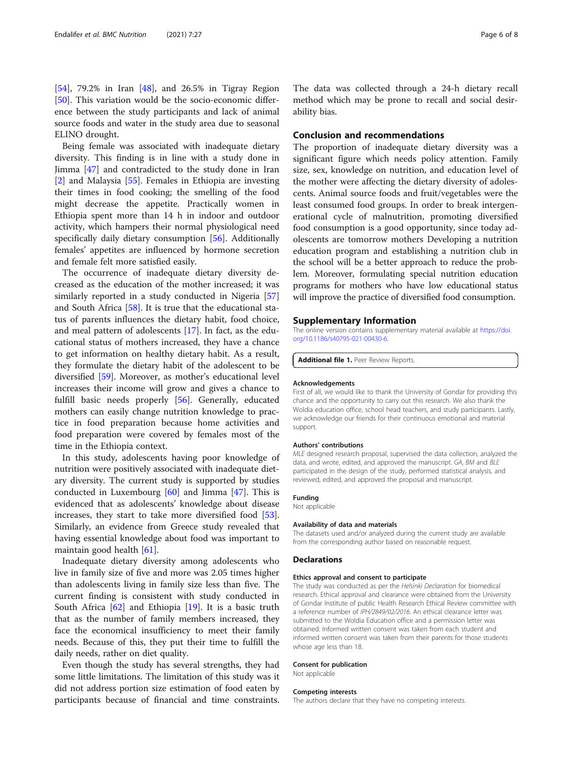[54], 79.2% in Iran [48], and 26.5% in Tigray Region [50]. This variation would be the socio-economic difference between the study participants and lack of animal source foods and water in the study area due to seasonal ELINO drought.

Being female was associated with inadequate dietary diversity. This finding is in line with a study done in Jimma [47] and contradicted to the study done in Iran [2] and Malaysia [55]. Females in Ethiopia are investing their times in food cooking; the smelling of the food might decrease the appetite. Practically women in Ethiopia spent more than 14 h in indoor and outdoor activity, which hampers their normal physiological need specifically daily dietary consumption [56]. Additionally females' appetites are influenced by hormone secretion and female felt more satisfied easily.

The occurrence of inadequate dietary diversity decreased as the education of the mother increased; it was similarly reported in a study conducted in Nigeria [57] and South Africa [58]. It is true that the educational status of parents influences the dietary habit, food choice, and meal pattern of adolescents [17]. In fact, as the educational status of mothers increased, they have a chance to get information on healthy dietary habit. As a result, they formulate the dietary habit of the adolescent to be diversified [59]. Moreover, as mother's educational level increases their income will grow and gives a chance to fulfill basic needs properly [56]. Generally, educated mothers can easily change nutrition knowledge to practice in food preparation because home activities and food preparation were covered by females most of the time in the Ethiopia context.

In this study, adolescents having poor knowledge of nutrition were positively associated with inadequate dietary diversity. The current study is supported by studies conducted in Luxembourg [60] and Jimma [47]. This is evidenced that as adolescents' knowledge about disease increases, they start to take more diversified food [53]. Similarly, an evidence from Greece study revealed that having essential knowledge about food was important to maintain good health [61].

Inadequate dietary diversity among adolescents who live in family size of five and more was 2.05 times higher than adolescents living in family size less than five. The current finding is consistent with study conducted in South Africa [62] and Ethiopia [19]. It is a basic truth that as the number of family members increased, they face the economical insufficiency to meet their family needs. Because of this, they put their time to fulfill the daily needs, rather on diet quality.

Even though the study has several strengths, they had some little limitations. The limitation of this study was it did not address portion size estimation of food eaten by participants because of financial and time constraints. The data was collected through a 24-h dietary recall method which may be prone to recall and social desirability bias.

## Conclusion and recommendations

The proportion of inadequate dietary diversity was a significant figure which needs policy attention. Family size, sex, knowledge on nutrition, and education level of the mother were affecting the dietary diversity of adolescents. Animal source foods and fruit/vegetables were the least consumed food groups. In order to break intergenerational cycle of malnutrition, promoting diversified food consumption is a good opportunity, since today adolescents are tomorrow mothers Developing a nutrition education program and establishing a nutrition club in the school will be a better approach to reduce the problem. Moreover, formulating special nutrition education programs for mothers who have low educational status will improve the practice of diversified food consumption.

## Supplementary Information

The online version contains supplementary material available at https://doi.org/10.1186/s40795-021-00430-6.

**Additional file 1.** Peer Review Reports.

### Acknowledgements

First of all, we would like to thank the University of Gondar for providing this chance and the opportunity to carry out this research. We also thank the Woldia education office, school head teachers, and study participants. Lastly, we acknowledge our friends for their continuous emotional and material support.

### Authors' contributions

*MLE* designed research proposal, supervised the data collection, analyzed the data, and wrote, edited, and approved the manuscript. *GA*, *BM* and *BLE* participated in the design of the study, performed statistical analysis, and reviewed, edited, and approved the proposal and manuscript.

### Funding

Not applicable

### Availability of data and materials

The datasets used and/or analyzed during the current study are available from the corresponding author based on reasonable request.

## Declarations

### Ethics approval and consent to participate

The study was conducted as per the *Helsinki Declaration* for biomedical research. Ethical approval and clearance were obtained from the University of Gondar Institute of public Health Research Ethical Review committee with a reference number of *IPH/2849/02/2016*. An ethical clearance letter was submitted to the Woldia Education office and a permission letter was obtained. Informed written consent was taken from each student and informed written consent was taken from their parents for those students whose age less than 18.

### Consent for publication

Not applicable

### Competing interests

The authors declare that they have no competing interests.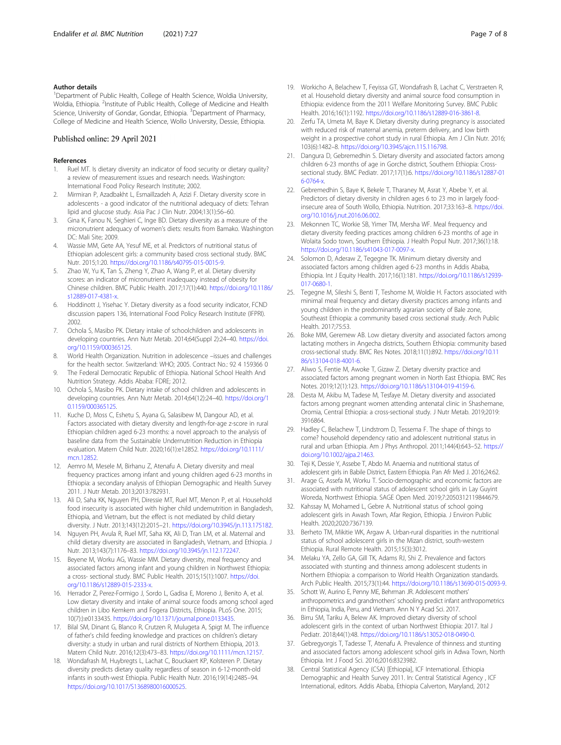### Author details

[1]Department of Public Health, College of Health Science, Woldia University, Woldia, Ethiopia. [2]Institute of Public Health, College of Medicine and Health Science, University of Gondar, Gondar, Ethiopia. [3]Department of Pharmacy, College of Medicine and Health Science, Wollo University, Dessie, Ethiopia.

Published online: 29 April 2021

### References

1. Ruel MT. Is dietary diversity an indicator of food security or dietary quality? a review of measurement issues and research needs. Washington: International Food Policy Research Institute; 2002.
2. Mirmiran P, Azadbakht L, Esmaillzadeh A, Azizi F. Dietary diversity score in adolescents - a good indicator of the nutritional adequacy of diets: Tehran lipid and glucose study. Asia Pac J Clin Nutr. 2004;13(1):56–60.
3. Gina K, Fanou N, Seghieri C, Inge BD. Dietary diversity as a measure of the micronutrient adequacy of women's diets: results from Bamako. Washington DC: Mali Site; 2009.
4. Wassie MM, Gete AA, Yesuf ME, et al. Predictors of nutritional status of Ethiopian adolescent girls: a community based cross sectional study. BMC Nutr. 2015;1:20. https://doi.org/10.1186/s40795-015-0015-9.
5. Zhao W, Yu K, Tan S, Zheng Y, Zhao A, Wang P, et al. Dietary diversity scores: an indicator of micronutrient inadequacy instead of obesity for Chinese children. BMC Public Health. 2017;17(1):440. https://doi.org/10.1186/s12889-017-4381-x.
6. Hoddinott J, Yisehac Y. Dietary diversity as a food security indicator, FCND discussion papers 136, International Food Policy Research Institute (IFPRI). 2002.
7. Ochola S, Masibo PK. Dietary intake of schoolchildren and adolescents in developing countries. Ann Nutr Metab. 2014;64(Suppl 2):24–40. https://doi.org/10.1159/000365125.
8. World Health Organization. Nutrition in adolescence –issues and challenges for the health sector. Switzerland: WHO; 2005. Contract No.: 92 4 159366 0
9. The Federal Democratic Republic of Ethiopia. National School Health And Nutrition Strategy. Addis Ababa: FDRE; 2012.
10. Ochola S, Masibo PK. Dietary intake of school children and adolescents in developing countries. Ann Nutr Metab. 2014;64(12):24–40. https://doi.org/10.1159/000365125.
11. Kuche D, Moss C, Eshetu S, Ayana G, Salasibew M, Dangour AD, et al. Factors associated with dietary diversity and length-for-age z-score in rural Ethiopian children aged 6-23 months: a novel approach to the analysis of baseline data from the Sustainable Undernutrition Reduction in Ethiopia evaluation. Matern Child Nutr. 2020;16(1):e12852. https://doi.org/10.1111/mcn.12852.
12. Aemro M, Mesele M, Birhanu Z, Atenafu A. Dietary diversity and meal frequency practices among infant and young children aged 6-23 months in Ethiopia: a secondary analysis of Ethiopian Demographic and Health Survey 2011. J Nutr Metab. 2013;2013:782931.
13. Ali D, Saha KK, Nguyen PH, Diressie MT, Ruel MT, Menon P, et al. Household food insecurity is associated with higher child undernutrition in Bangladesh, Ethiopia, and Vietnam, but the effect is not mediated by child dietary diversity. J Nutr. 2013;143(12):2015–21. https://doi.org/10.3945/jn.113.175182.
14. Nguyen PH, Avula R, Ruel MT, Saha KK, Ali D, Tran LM, et al. Maternal and child dietary diversity are associated in Bangladesh, Vietnam, and Ethiopia. J Nutr. 2013;143(7):1176–83. https://doi.org/10.3945/jn.112.172247.
15. Beyene M, Worku AG, Wassie MM. Dietary diversity, meal frequency and associated factors among infant and young children in Northwest Ethiopia: a cross- sectional study. BMC Public Health. 2015;15(1):1007. https://doi.org/10.1186/s12889-015-2333-x.
16. Herrador Z, Perez-Formigo J, Sordo L, Gadisa E, Moreno J, Benito A, et al. Low dietary diversity and intake of animal source foods among school aged children in Libo Kemkem and Fogera Districts, Ethiopia. PLoS One. 2015; 10(7):):e0133435. https://doi.org/10.1371/journal.pone.0133435.
17. Bilal SM, Dinant G, Blanco R, Crutzen R, Mulugeta A, Spigt M. The influence of father's child feeding knowledge and practices on children's dietary diversity: a study in urban and rural districts of Northern Ethiopia, 2013. Matern Child Nutr. 2016;12(3):473–83. https://doi.org/10.1111/mcn.12157.
18. Wondafrash M, Huybregts L, Lachat C, Bouckaert KP, Kolsteren P. Dietary diversity predicts dietary quality regardless of season in 6-12-month-old infants in south-west Ethiopia. Public Health Nutr. 2016;19(14):2485–94. https://doi.org/10.1017/S1368980016000525.
19. Workicho A, Belachew T, Feyissa GT, Wondafrash B, Lachat C, Verstraeten R, et al. Household dietary diversity and animal source food consumption in Ethiopia: evidence from the 2011 Welfare Monitoring Survey. BMC Public Health. 2016;16(1):1192. https://doi.org/10.1186/s12889-016-3861-8.
20. Zerfu TA, Umeta M, Baye K. Dietary diversity during pregnancy is associated with reduced risk of maternal anemia, preterm delivery, and low birth weight in a prospective cohort study in rural Ethiopia. Am J Clin Nutr. 2016; 103(6):1482–8. https://doi.org/10.3945/ajcn.115.116798.
21. Dangura D, Gebremedhin S. Dietary diversity and associated factors among children 6-23 months of age in Gorche district, Southern Ethiopia: Cross-sectional study. BMC Pediatr. 2017;17(1):6. https://doi.org/10.1186/s12887-016-0764-x.
22. Gebremedhin S, Baye K, Bekele T, Tharaney M, Asrat Y, Abebe Y, et al. Predictors of dietary diversity in children ages 6 to 23 mo in largely food-insecure area of South Wollo, Ethiopia. Nutrition. 2017;33:163–8. https://doi.org/10.1016/j.nut.2016.06.002.
23. Mekonnen TC, Workie SB, Yimer TM, Mersha WF. Meal frequency and dietary diversity feeding practices among children 6-23 months of age in Wolaita Sodo town, Southern Ethiopia. J Health Popul Nutr. 2017;36(1):18. https://doi.org/10.1186/s41043-017-0097-x.
24. Solomon D, Aderaw Z, Tegegne TK. Minimum dietary diversity and associated factors among children aged 6-23 months in Addis Ababa, Ethiopia. Int J Equity Health. 2017;16(1):181. https://doi.org/10.1186/s12939-017-0680-1.
25. Tegegne M, Sileshi S, Benti T, Teshome M, Woldie H. Factors associated with minimal meal frequency and dietary diversity practices among infants and young children in the predominantly agrarian society of Bale zone, Southeast Ethiopia: a community based cross sectional study. Arch Public Health. 2017;75:53.
26. Boke MM, Geremew AB. Low dietary diversity and associated factors among lactating mothers in Angecha districts, Southern Ethiopia: community based cross-sectional study. BMC Res Notes. 2018;11(1):892. https://doi.org/10.1186/s13104-018-4001-6.
27. Aliwo S, Fentie M, Awoke T, Gizaw Z. Dietary diversity practice and associated factors among pregnant women in North East Ethiopia. BMC Res Notes. 2019;12(1):123. https://doi.org/10.1186/s13104-019-4159-6.
28. Desta M, Akibu M, Tadese M, Tesfaye M. Dietary diversity and associated factors among pregnant women attending antenatal clinic in Shashemane, Oromia, Central Ethiopia: a cross-sectional study. J Nutr Metab. 2019;2019: 3916864.
29. Hadley C, Belachew T, Lindstrom D, Tessema F. The shape of things to come? household dependency ratio and adolescent nutritional status in rural and urban Ethiopia. Am J Phys Anthropol. 2011;144(4):643–52. https://doi.org/10.1002/ajpa.21463.
30. Teji K, Dessie Y, Assebe T, Abdo M. Anaemia and nutritional status of adolescent girls in Babile District, Eastern Ethiopia. Pan Afr Med J. 2016;24:62.
31. Arage G, Assefa M, Worku T. Socio-demographic and economic factors are associated with nutritional status of adolescent school girls in Lay Guyint Woreda, Northwest Ethiopia. SAGE Open Med. 2019;7:2050312119844679.
32. Kahssay M, Mohamed L, Gebre A. Nutritional status of school going adolescent girls in Awash Town, Afar Region, Ethiopia. J Environ Public Health. 2020;2020:7367139.
33. Berheto TM, Mikitie WK, Argaw A. Urban-rural disparities in the nutritional status of school adolescent girls in the Mizan district, south-western Ethiopia. Rural Remote Health. 2015;15(3):3012.
34. Melaku YA, Zello GA, Gill TK, Adams RJ, Shi Z. Prevalence and factors associated with stunting and thinness among adolescent students in Northern Ethiopia: a comparison to World Health Organization standards. Arch Public Health. 2015;73(1):44. https://doi.org/10.1186/s13690-015-0093-9.
35. Schott W, Aurino E, Penny ME, Behrman JR. Adolescent mothers' anthropometrics and grandmothers' schooling predict infant anthropometrics in Ethiopia, India, Peru, and Vietnam. Ann N Y Acad Sci. 2017.
36. Birru SM, Tariku A, Belew AK. Improved dietary diversity of school adolescent girls in the context of urban Northwest Ethiopia: 2017. Ital J Pediatr. 2018;44(1):48. https://doi.org/10.1186/s13052-018-0490-0.
37. Gebregyorgis T, Tadesse T, Atenafu A. Prevalence of thinness and stunting and associated factors among adolescent school girls in Adwa Town, North Ethiopia. Int J Food Sci. 2016;2016:8323982.
38. Central Statistical Agency (CSA) [Ethiopia], ICF International. Ethiopia Demographic and Health Survey 2011. In: Central Statistical Agency , ICF International, editors. Addis Ababa, Ethiopia Calverton, Maryland, 2012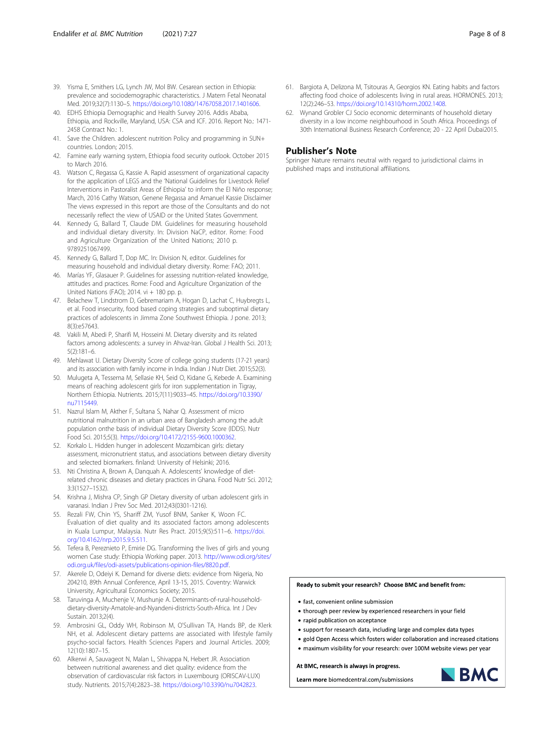39. Yisma E, Smithers LG, Lynch JW, Mol BW. Cesarean section in Ethiopia: prevalence and sociodemographic characteristics. J Matern Fetal Neonatal Med. 2019;32(7):1130–5. https://doi.org/10.1080/14767058.2017.1401606.
40. EDHS Ethiopia Demographic and Health Survey 2016. Addis Ababa, Ethiopia, and Rockville, Maryland, USA: CSA and ICF. 2016. Report No.: 1471-2458 Contract No.: 1.
41. Save the Children. adolescent nutrition Policy and programming in SUN+ countries. London; 2015.
42. Famine early warning system, Ethiopia food security outlook. October 2015 to March 2016.
43. Watson C, Regassa G, Kassie A. Rapid assessment of organizational capacity for the application of LEGS and the 'National Guidelines for Livestock Relief Interventions in Pastoralist Areas of Ethiopia' to inform the El Niño response; March, 2016 Cathy Watson, Genene Regassa and Amanuel Kassie Disclaimer The views expressed in this report are those of the Consultants and do not necessarily reflect the view of USAID or the United States Government.
44. Kennedy G, Ballard T, Claude DM. Guidelines for measuring household and individual dietary diversity. In: Division NaCP, editor. Rome: Food and Agriculture Organization of the United Nations; 2010 p. 9789251067499.
45. Kennedy G, Ballard T, Dop MC. In: Division N, editor. Guidelines for measuring household and individual dietary diversity. Rome: FAO; 2011.
46. Marías YF, Glasauer P. Guidelines for assessing nutrition-related knowledge, attitudes and practices. Rome: Food and Agriculture Organization of the United Nations (FAO); 2014. vi + 180 pp. p.
47. Belachew T, Lindstrom D, Gebremariam A, Hogan D, Lachat C, Huybregts L, et al. Food insecurity, food based coping strategies and suboptimal dietary practices of adolescents in Jimma Zone Southwest Ethiopia. J pone. 2013; 8(3):e57643.
48. Vakili M, Abedi P, Sharifi M, Hosseini M. Dietary diversity and its related factors among adolescents: a survey in Ahvaz-Iran. Global J Health Sci. 2013; 5(2):181–6.
49. Mehlawat U. Dietary Diversity Score of college going students (17-21 years) and its association with family income in India. Indian J Nutr Diet. 2015;52(3).
50. Mulugeta A, Tessema M, Sellasie KH, Seid O, Kidane G, Kebede A. Examining means of reaching adolescent girls for iron supplementation in Tigray, Northern Ethiopia. Nutrients. 2015;7(11):9033–45. https://doi.org/10.3390/nu7115449.
51. Nazrul Islam M, Akther F, Sultana S, Nahar Q. Assessment of micro nutritional malnutrition in an urban area of Bangladesh among the adult population onthe basis of individual Dietary Diversity Score (IDDS). Nutr Food Sci. 2015;5(3). https://doi.org/10.4172/2155-9600.1000362.
52. Korkalo L. Hidden hunger in adolescent Mozambican girls: dietary assessment, micronutrient status, and associations between dietary diversity and selected biomarkers. finland: University of Helsinki; 2016.
53. Nti Christina A, Brown A, Danquah A. Adolescents' knowledge of diet-related chronic diseases and dietary practices in Ghana. Food Nutr Sci. 2012; 3:3(1527–1532).
54. Krishna J, Mishra CP, Singh GP Dietary diversity of urban adolescent girls in varanasi. Indian J Prev Soc Med. 2012;43(0301-1216).
55. Rezali FW, Chin YS, Shariff ZM, Yusof BNM, Sanker K, Woon FC. Evaluation of diet quality and its associated factors among adolescents in Kuala Lumpur, Malaysia. Nutr Res Pract. 2015;9(5):511–6. https://doi.org/10.4162/nrp.2015.9.5.511.
56. Tefera B, Pereznieto P, Emirie DG. Transforming the lives of girls and young women Case study: Ethiopia Working paper. 2013. http://www.odi.org/sites/odi.org.uk/files/odi-assets/publications-opinion-files/8820.pdf.
57. Akerele D, Odeiyi K. Demand for diverse diets: evidence from Nigeria, No 204210, 89th Annual Conference, April 13-15, 2015. Coventry: Warwick University, Agricultural Economics Society; 2015.
58. Taruvinga A, Muchenje V, Mushunje A. Determinants-of-rural-household-dietary-diversity-Amatole-and-Nyandeni-districts-South-Africa. Int J Dev Sustain. 2013;2(4).
59. Ambrosini GL, Oddy WH, Robinson M, O'Sullivan TA, Hands BP, de Klerk NH, et al. Adolescent dietary patterns are associated with lifestyle family psycho-social factors. Health Sciences Papers and Journal Articles. 2009; 12(10):1807–15.
60. Alkerwi A, Sauvageot N, Malan L, Shivappa N, Hebert JR. Association between nutritional awareness and diet quality: evidence from the observation of cardiovascular risk factors in Luxembourg (ORISCAV-LUX) study. Nutrients. 2015;7(4):2823–38. https://doi.org/10.3390/nu7042823.
61. Bargiota A, Delizona M, Tsitouras A, Georgios KN. Eating habits and factors affecting food choice of adolescents living in rural areas. HORMONES. 2013; 12(2):246–53. https://doi.org/10.14310/horm.2002.1408.
62. Wynand Grobler CJ Socio economic determinants of household dietary diversity in a low income neighbourhood in South Africa. Proceedings of 30th International Business Research Conference; 20 - 22 April Dubai2015.

## Publisher's Note

Springer Nature remains neutral with regard to jurisdictional claims in published maps and institutional affiliations.

**Ready to submit your research? Choose BMC and benefit from:**

- fast, convenient online submission
- thorough peer review by experienced researchers in your field
- rapid publication on acceptance
- support for research data, including large and complex data types
- gold Open Access which fosters wider collaboration and increased citations
- maximum visibility for your research: over 100M website views per year

**At BMC, research is always in progress.**

**Learn more** biomedcentral.com/submissions

BMC